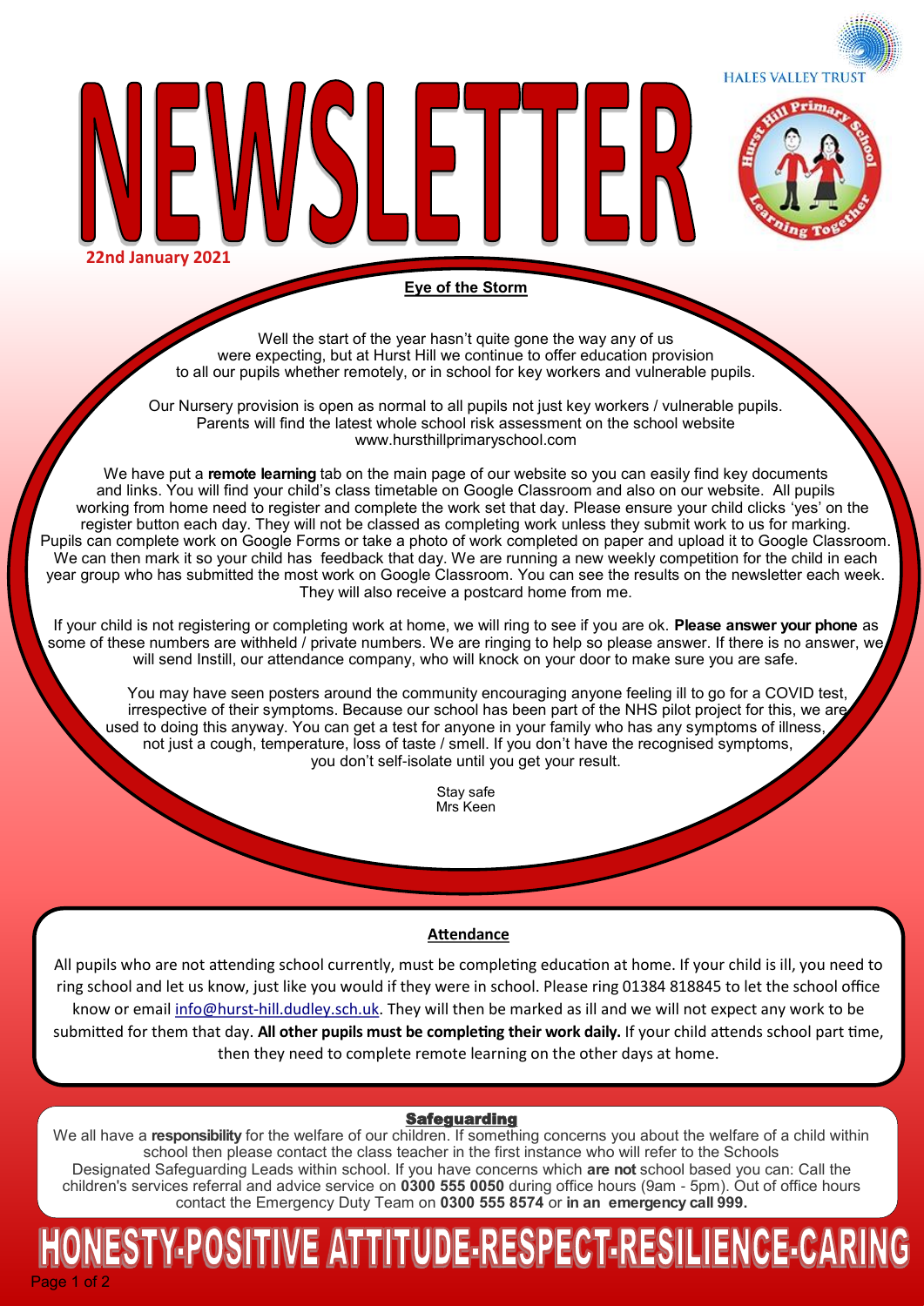# NEWSLETTER

**22nd January 2021**

HALES VALLEY TRUST

## Eye of the Storm

Well the start of the year hasn't quite gone the way any of us were expecting, but at Hurst Hill we continue to offer education provision to all our pupils whether remotely, or in school for key workers and vulnerable pupils.

Our Nursery provision is open as normal to all pupils not just key workers / vulnerable pupils. Parents will find the latest whole school risk assessment on the school website www.hursthillprimaryschool.com

We have put a **remote learning** tab on the main page of our website so you can easily find key documents and links. You will find your child's class timetable on Google Classroom and also on our website. All pupils working from home need to register and complete the work set that day. Please ensure your child clicks 'yes' on the register button each day. They will not be classed as completing work unless they submit work to us for marking. Pupils can complete work on Google Forms or take a photo of work completed on paper and upload it to Google Classroom. We can then mark it so your child has feedback that day. We are running a new weekly competition for the child in each year group who has submitted the most work on Google Classroom. You can see the results on the newsletter each week. They will also receive a postcard home from me.

If your child is not registering or completing work at home, we will ring to see if you are ok. **Please answer your phone** as some of these numbers are withheld / private numbers. We are ringing to help so please answer. If there is no answer, we will send Instill, our attendance company, who will knock on your door to make sure you are safe.

You may have seen posters around the community encouraging anyone feeling ill to go for a COVID test, irrespective of their symptoms. Because our school has been part of the NHS pilot project for this, we are used to doing this anyway. You can get a test for anyone in your family who has any symptoms of illness, not just a cough, temperature, loss of taste / smell. If you don't have the recognised symptoms, you don't self-isolate until you get your result.

Stay safe
Mrs Keen

## Attendance

All pupils who are not attending school currently, must be completing education at home. If your child is ill, you need to ring school and let us know, just like you would if they were in school. Please ring 01384 818845 to let the school office know or email info@hurst-hill.dudley.sch.uk. They will then be marked as ill and we will not expect any work to be submitted for them that day. **All other pupils must be completing their work daily.** If your child attends school part time, then they need to complete remote learning on the other days at home.

## Safeguarding

We all have a **responsibility** for the welfare of our children. If something concerns you about the welfare of a child within school then please contact the class teacher in the first instance who will refer to the Schools Designated Safeguarding Leads within school. If you have concerns which **are not** school based you can: Call the children's services referral and advice service on **0300 555 0050** during office hours (9am - 5pm). Out of office hours contact the Emergency Duty Team on **0300 555 8574** or **in an emergency call 999.**

**HONESTY-POSITIVE ATTITUDE-RESPECT-RESILIENCE-CARING**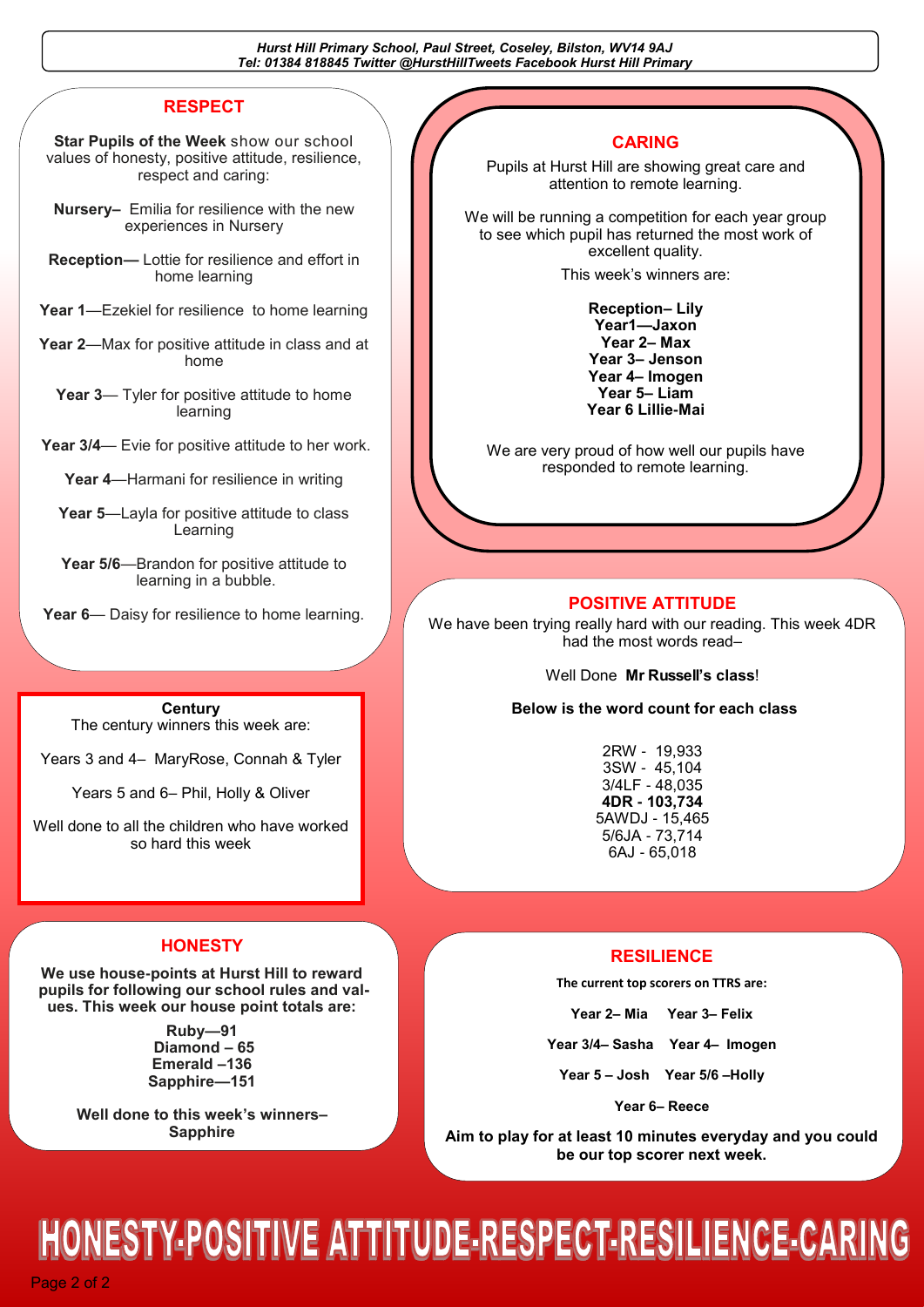## RESPECT

**Star Pupils of the Week** show our school values of honesty, positive attitude, resilience, respect and caring:

**Nursery–** Emilia for resilience with the new experiences in Nursery

**Reception—** Lottie for resilience and effort in home learning

**Year 1**—Ezekiel for resilience to home learning

**Year 2**—Max for positive attitude in class and at home

**Year 3**— Tyler for positive attitude to home learning

**Year 3/4**— Evie for positive attitude to her work.

**Year 4**—Harmani for resilience in writing

**Year 5**—Layla for positive attitude to class Learning

**Year 5/6**—Brandon for positive attitude to learning in a bubble.

**Year 6**— Daisy for resilience to home learning.

**Century**

The century winners this week are:

Years 3 and 4– MaryRose, Connah & Tyler

Years 5 and 6– Phil, Holly & Oliver

Well done to all the children who have worked so hard this week

## HONESTY

**We use house-points at Hurst Hill to reward pupils for following our school rules and values. This week our house point totals are:**

**Ruby—91**
**Diamond – 65**
**Emerald –136**
**Sapphire—151**

**Well done to this week's winners– Sapphire**

## CARING

Pupils at Hurst Hill are showing great care and attention to remote learning.

We will be running a competition for each year group to see which pupil has returned the most work of excellent quality.

This week's winners are:

**Reception– Lily**
**Year1—Jaxon**
**Year 2– Max**
**Year 3– Jenson**
**Year 4– Imogen**
**Year 5– Liam**
**Year 6 Lillie-Mai**

We are very proud of how well our pupils have responded to remote learning.

## POSITIVE ATTITUDE

We have been trying really hard with our reading. This week 4DR had the most words read–

Well Done **Mr Russell's class**!

**Below is the word count for each class**

2RW - 19,933
3SW - 45,104
3/4LF - 48,035
**4DR - 103,734**
5AWDJ - 15,465
5/6JA - 73,714
6AJ - 65,018

## RESILIENCE

**The current top scorers on TTRS are:**

**Year 2– Mia** **Year 3– Felix**

**Year 3/4– Sasha** **Year 4– Imogen**

**Year 5 – Josh** **Year 5/6 –Holly**

**Year 6– Reece**

**Aim to play for at least 10 minutes everyday and you could be our top scorer next week.**

# HONESTY-POSITIVE ATTITUDE-RESPECT-RESILIENCE-CARING